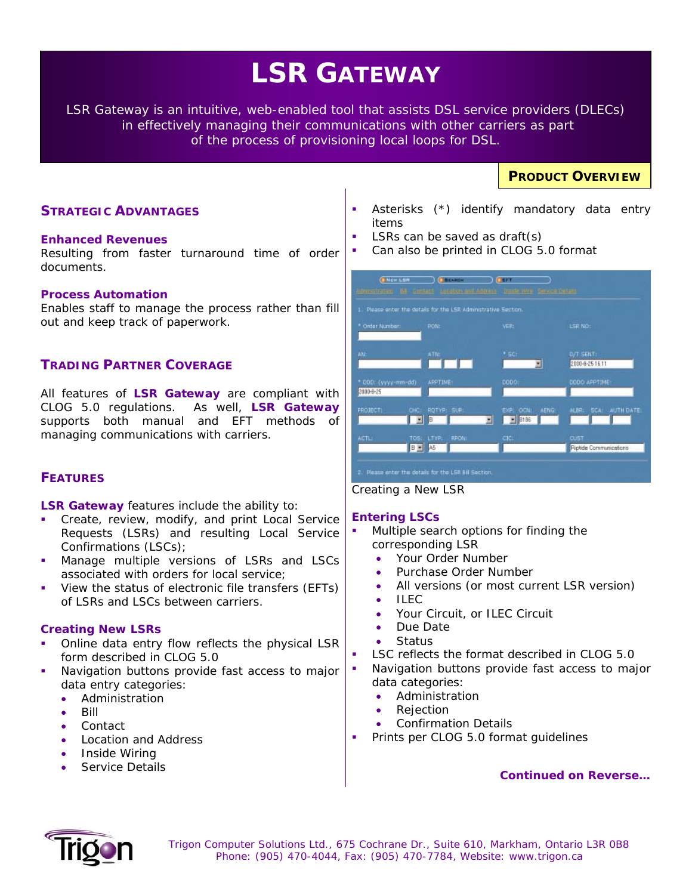# LSR GATEWAY

LSR Gateway is an intuitive, web-enabled tool that assists DSL service providers (DLECs) in effectively managing their communications with other carriers as part of the process of provisioning local loops for DSL.

**PRODUCT OVERVIEW**

## STRATEGIC ADVANTAGES

### Enhanced Revenues

Resulting from faster turnaround time of order documents.

### Process Automation

Enables staff to manage the process rather than fill out and keep track of paperwork.

## TRADING PARTNER COVERAGE

All features of **LSR Gateway** are compliant with CLOG 5.0 regulations. As well, **LSR Gateway** supports both manual and EFT methods of managing communications with carriers.

## FEATURES

**LSR Gateway** features include the ability to:

- Create, review, modify, and print Local Service Requests (LSRs) and resulting Local Service Confirmations (LSCs);
- Manage multiple versions of LSRs and LSCs associated with orders for local service;
- View the status of electronic file transfers (EFTs) of LSRs and LSCs between carriers.

### Creating New LSRs

- Online data entry flow reflects the physical LSR form described in CLOG 5.0
- Navigation buttons provide fast access to major data entry categories:
  - Administration
  - Bill
  - Contact
  - Location and Address
  - Inside Wiring
  - Service Details
- Asterisks (*) identify mandatory data entry items
- LSRs can be saved as draft(s)
- Can also be printed in CLOG 5.0 format

Creating a New LSR

### Entering LSCs

- Multiple search options for finding the corresponding LSR
  - Your Order Number
  - Purchase Order Number
  - All versions (or most current LSR version)
  - ILEC
  - Your Circuit, or ILEC Circuit
  - Due Date
  - Status
- LSC reflects the format described in CLOG 5.0
- Navigation buttons provide fast access to major data categories:
  - Administration
  - Rejection
  - Confirmation Details
- Prints per CLOG 5.0 format guidelines

**Continued on Reverse…**

Trigon Computer Solutions Ltd., 675 Cochrane Dr., Suite 610, Markham, Ontario L3R 0B8
Phone: (905) 470-4044, Fax: (905) 470-7784, Website: www.trigon.ca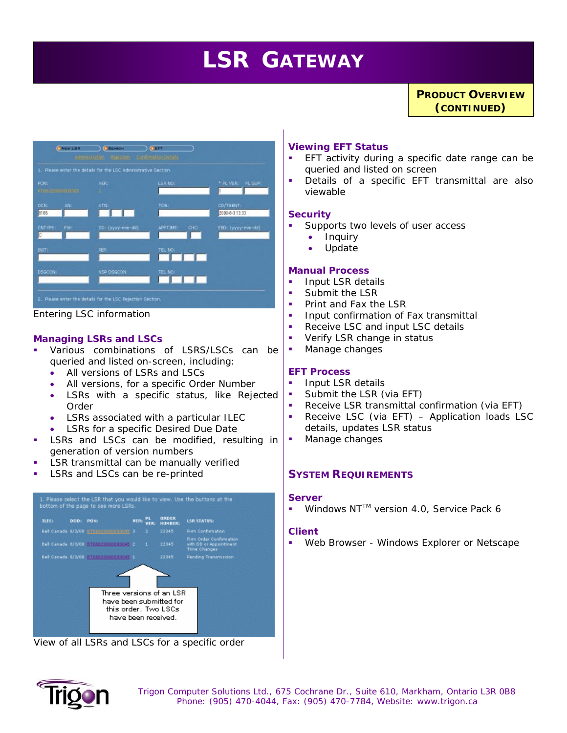# LSR GATEWAY

**PRODUCT OVERVIEW (CONTINUED)**

Entering LSC information

## Managing LSRs and LSCs

- Various combinations of LSRS/LSCs can be queried and listed on-screen, including:
  - All versions of LSRs and LSCs
  - All versions, for a specific Order Number
  - LSRs with a specific status, like Rejected Order
  - LSRs associated with a particular ILEC
  - LSRs for a specific Desired Due Date
- LSRs and LSCs can be modified, resulting in generation of version numbers
- LSR transmittal can be manually verified
- LSRs and LSCs can be re-printed

View of all LSRs and LSCs for a specific order

## Viewing EFT Status

- EFT activity during a specific date range can be queried and listed on screen
- Details of a specific EFT transmittal are also viewable

## Security

- Supports two levels of user access
  - Inquiry
  - Update

## Manual Process

- Input LSR details
- Submit the LSR
- Print and Fax the LSR
- Input confirmation of Fax transmittal
- Receive LSC and input LSC details
- Verify LSR change in status
- Manage changes

## EFT Process

- Input LSR details
- Submit the LSR (via EFT)
- Receive LSR transmittal confirmation (via EFT)
- Receive LSC (via EFT) – Application loads LSC details, updates LSR status
- Manage changes

# SYSTEM REQUIREMENTS

## Server

- Windows NT™ version 4.0, Service Pack 6

## Client

- Web Browser - Windows Explorer or Netscape

Trigon Computer Solutions Ltd., 675 Cochrane Dr., Suite 610, Markham, Ontario L3R 0B8
Phone: (905) 470-4044, Fax: (905) 470-7784, Website: www.trigon.ca